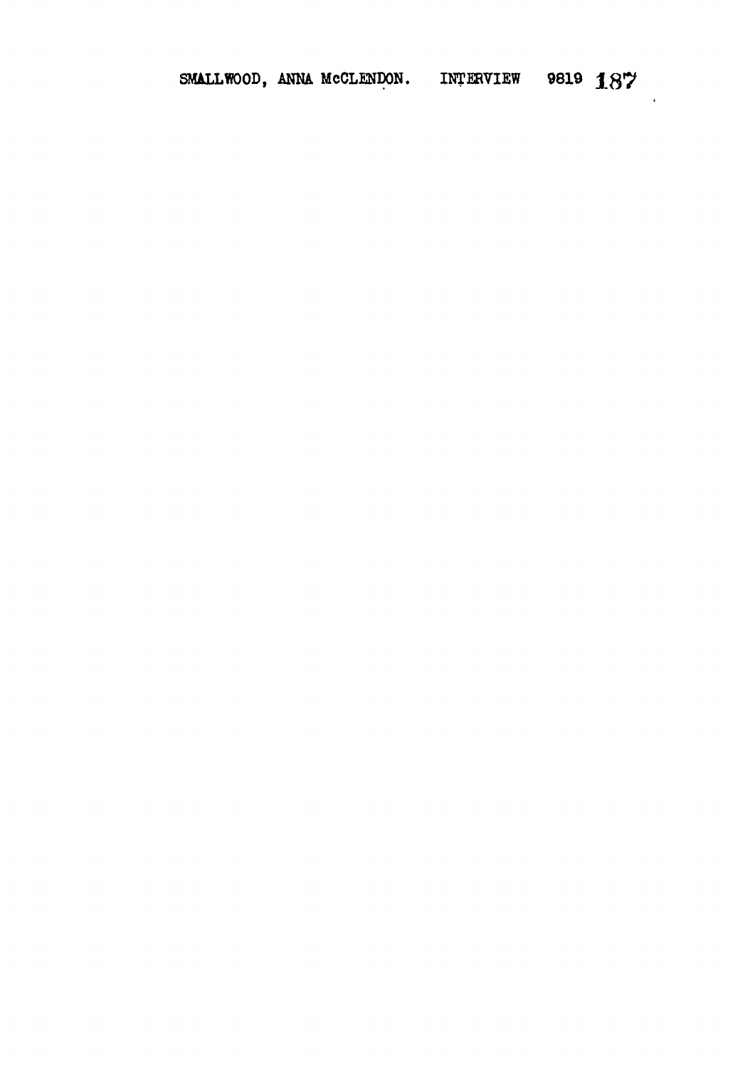SMALLWOOD, ANNA McCLENDON. INTERVIEW 9819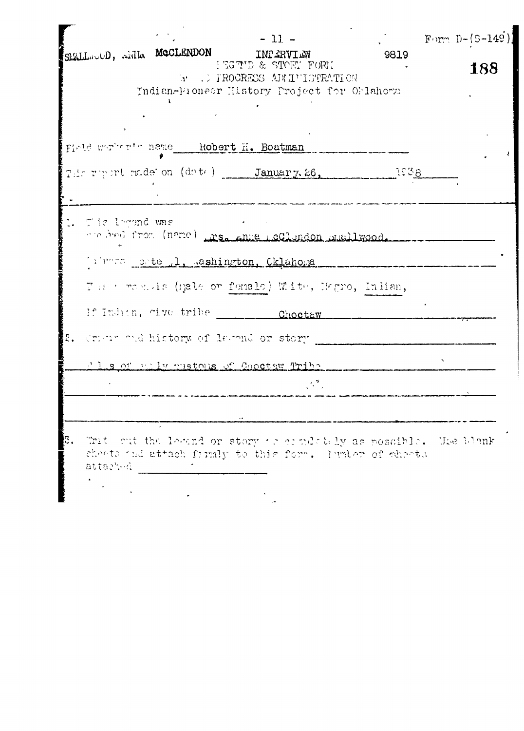SMALLWOOD, ANNA McCLENDON INTERVIEW 9819

LEGEND & STORY FORM
WORKS PROGRESS ADMINISTRATION
Indian-Pioneer History Project for Oklahoma

Form D-(S-149)

188

Field worker's name Robert H. Boatman

This report made on (date) January 26, 1938

1. This legend was secured from (name) Mrs. Anna McClendon Smallwood.

Address Route 1, Washington, Oklahoma

This person is (male or female) White, Negro, Indian,

If Indian, give tribe Choctaw

2. Origin and history of legend or story

Tells of early customs of Choctaw Tribe

3. Write out the legend or story as completely as possible. Use blank sheets and attach firmly to this form. Number of sheets attached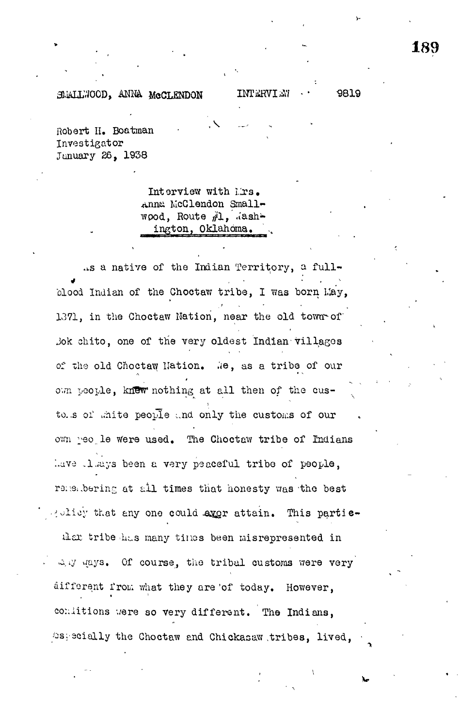SMALLWOOD, ANNA McCLENDON INTERVIEW 9819

Robert H. Boatman
Investigator
January 26, 1938

Interview with Mrs. Anna McClendon Smallwood, Route #1, Washington, Oklahoma.

As a native of the Indian Territory, a full-blood Indian of the Choctaw tribe, I was born May, 1871, in the Choctaw Nation, near the old town of Bok chito, one of the very oldest Indian villages of the old Choctaw Nation. We, as a tribe of our own people, knew nothing at all then of the customs of white people and only the customs of our own people were used. The Choctaw tribe of Indians have always been a very peaceful tribe of people, remembering at all times that honesty was the best policy that any one could ever attain. This particular tribe has many times been misrepresented in many ways. Of course, the tribal customs were very different from what they are of today. However, conditions were so very different. The Indians, especially the Choctaw and Chickasaw tribes, lived,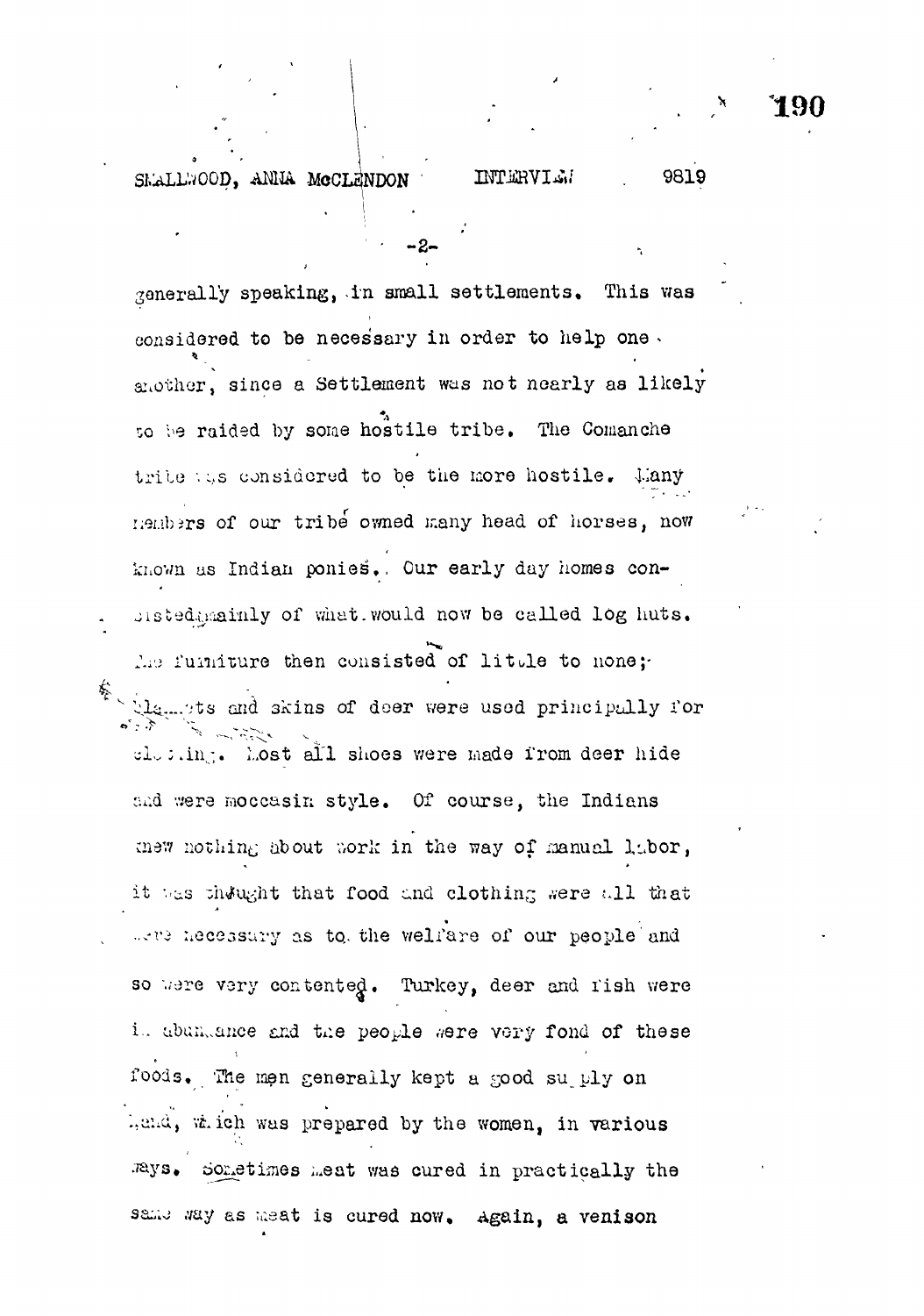generally speaking, in small settlements. This was considered to be necessary in order to help one another, since a Settlement was not nearly as likely to be raided by some hostile tribe. The Comanche tribe was considered to be the more hostile. Many members of our tribe owned many head of horses, now known as Indian ponies. Our early day homes consisted mainly of what would now be called log huts. The furniture then consisted of little to none; blankets and skins of deer were used principally for clothing. Most all shoes were made from deer hide and were moccasin style. Of course, the Indians knew nothing about work in the way of manual labor, it was thought that food and clothing were all that were necessary as to the welfare of our people and so were very contented. Turkey, deer and fish were in abundance and the people were very fond of these foods. The men generally kept a good supply on hand, which was prepared by the women, in various ways. Sometimes meat was cured in practically the same way as meat is cured now. Again, a venison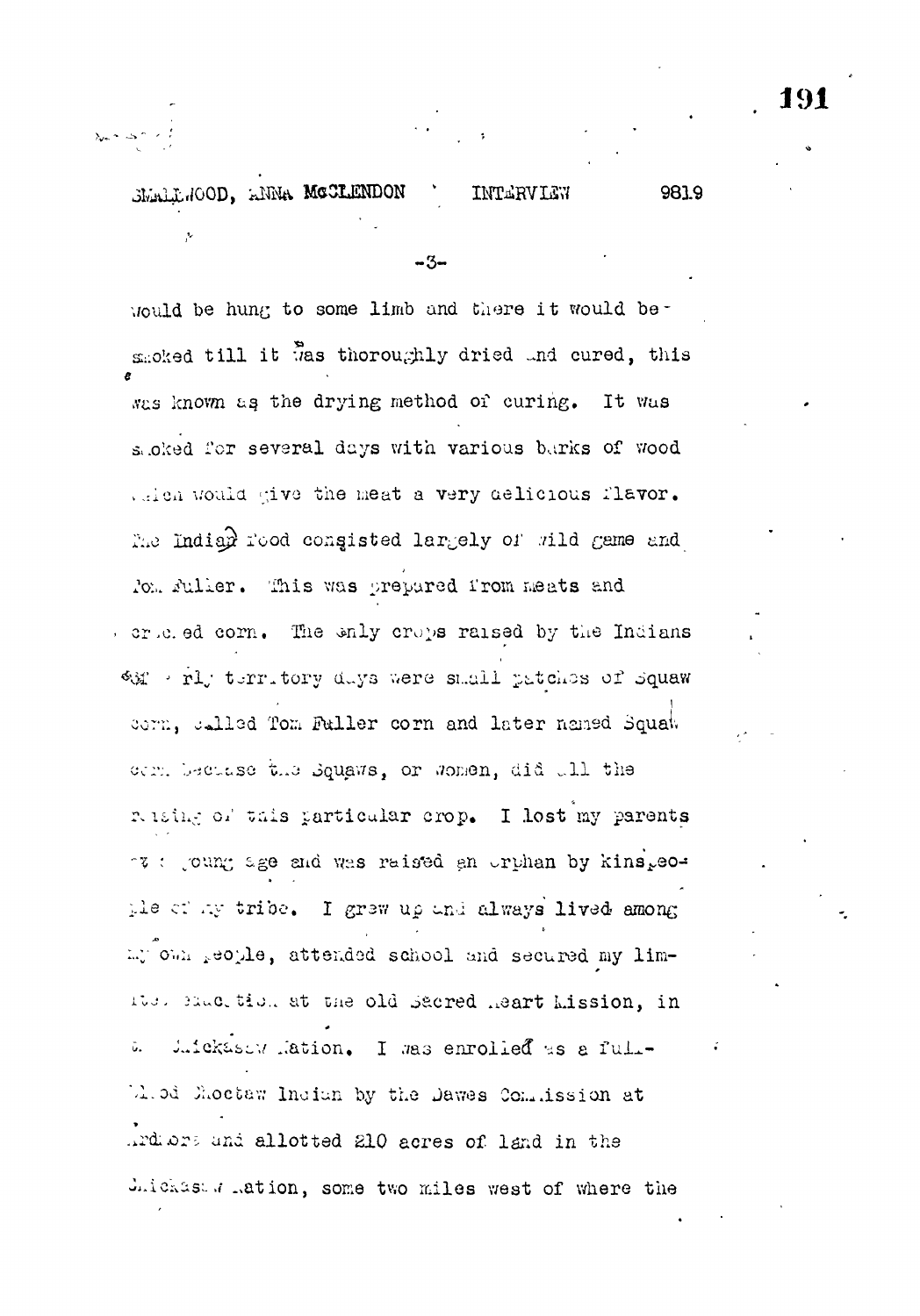would be hung to some limb and there it would be smoked till it was thoroughly dried and cured, this was known as the drying method of curing. It was smoked for several days with various barks of wood which would give the meat a very delicious flavor. The Indian food consisted largely of wild game and Tom Fuller. This was prepared from meats and cracked corn. The only crops raised by the Indians in early territory days were small patches of Squaw corn, called Tom Fuller corn and later named Squaw corn because the Squaws, or women, did all the raising of this particular crop. I lost my parents at a young age and was raised an orphan by kinspeople of my tribe. I grew up and always lived among my own people, attended school and secured my limited education at the old Sacred Heart Mission, in the Chickasaw Nation. I was enrolled as a full-blood Choctaw Indian by the Dawes Commission at Ardmore and allotted 210 acres of land in the Chickasaw Nation, some two miles west of where the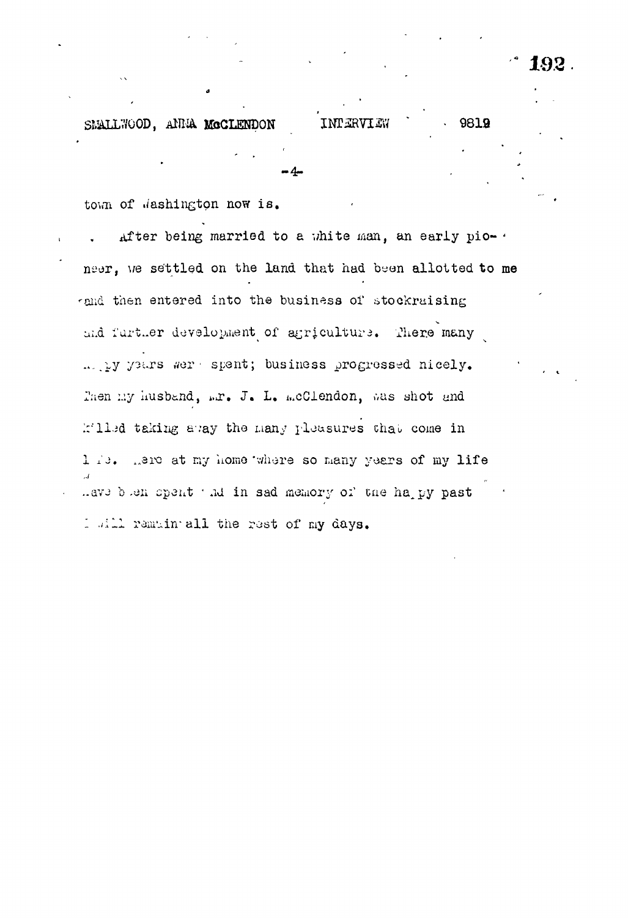town of Washington now is.

After being married to a white man, an early pioneer, we settled on the land that had been allotted to me and then entered into the business of stockraising and further development of agriculture. There many happy years were spent; business progressed nicely. Then my husband, Mr. J. L. McClendon, was shot and killed taking away the many pleasures that come in life. Here at my home where so many years of my life have been spent and in sad memory of the happy past I will remain all the rest of my days.